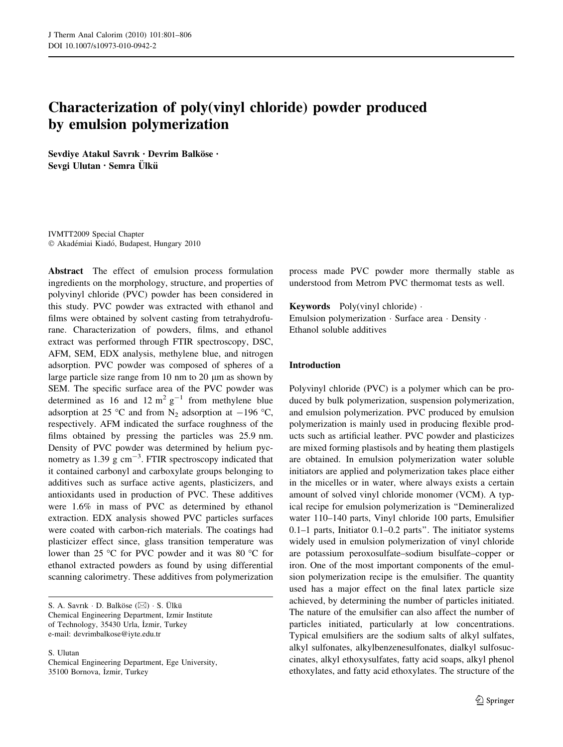# Characterization of poly(vinyl chloride) powder produced by emulsion polymerization

**Sevdiye Atakul Savrık · Devrim Balköse · Sevgi Ulutan · Semra Ülkü**

IVMTT2009 Special Chapter
© Akadémiai Kiadó, Budapest, Hungary 2010

**Abstract** The effect of emulsion process formulation ingredients on the morphology, structure, and properties of polyvinyl chloride (PVC) powder has been considered in this study. PVC powder was extracted with ethanol and films were obtained by solvent casting from tetrahydrofurane. Characterization of powders, films, and ethanol extract was performed through FTIR spectroscopy, DSC, AFM, SEM, EDX analysis, methylene blue, and nitrogen adsorption. PVC powder was composed of spheres of a large particle size range from 10 nm to 20 μm as shown by SEM. The specific surface area of the PVC powder was determined as 16 and 12 $m^2\,g^{-1}$ from methylene blue adsorption at 25 °C and from $N_2$ adsorption at −196 °C, respectively. AFM indicated the surface roughness of the films obtained by pressing the particles was 25.9 nm. Density of PVC powder was determined by helium pycnometry as 1.39 g $cm^{-3}$. FTIR spectroscopy indicated that it contained carbonyl and carboxylate groups belonging to additives such as surface active agents, plasticizers, and antioxidants used in production of PVC. These additives were 1.6% in mass of PVC as determined by ethanol extraction. EDX analysis showed PVC particles surfaces were coated with carbon-rich materials. The coatings had plasticizer effect since, glass transition temperature was lower than 25 °C for PVC powder and it was 80 °C for ethanol extracted powders as found by using differential scanning calorimetry. These additives from polymerization process made PVC powder more thermally stable as understood from Metrom PVC thermomat tests as well.

**Keywords** Poly(vinyl chloride) · Emulsion polymerization · Surface area · Density · Ethanol soluble additives

S. A. Savrık · D. Balköse (✉) · S. Ülkü
Chemical Engineering Department, Izmir Institute of Technology, 35430 Urla, İzmir, Turkey
e-mail: devrimbalkose@iyte.edu.tr

S. Ulutan
Chemical Engineering Department, Ege University, 35100 Bornova, İzmir, Turkey

## Introduction

Polyvinyl chloride (PVC) is a polymer which can be produced by bulk polymerization, suspension polymerization, and emulsion polymerization. PVC produced by emulsion polymerization is mainly used in producing flexible products such as artificial leather. PVC powder and plasticizes are mixed forming plastisols and by heating them plastigels are obtained. In emulsion polymerization water soluble initiators are applied and polymerization takes place either in the micelles or in water, where always exists a certain amount of solved vinyl chloride monomer (VCM). A typical recipe for emulsion polymerization is "Demineralized water 110–140 parts, Vinyl chloride 100 parts, Emulsifier 0.1–1 parts, Initiator 0.1–0.2 parts". The initiator systems widely used in emulsion polymerization of vinyl chloride are potassium peroxosulfate–sodium bisulfate–copper or iron. One of the most important components of the emulsion polymerization recipe is the emulsifier. The quantity used has a major effect on the final latex particle size achieved, by determining the number of particles initiated. The nature of the emulsifier can also affect the number of particles initiated, particularly at low concentrations. Typical emulsifiers are the sodium salts of alkyl sulfates, alkyl sulfonates, alkylbenzenesulfonates, dialkyl sulfosuccinates, alkyl ethoxysulfates, fatty acid soaps, alkyl phenol ethoxylates, and fatty acid ethoxylates. The structure of the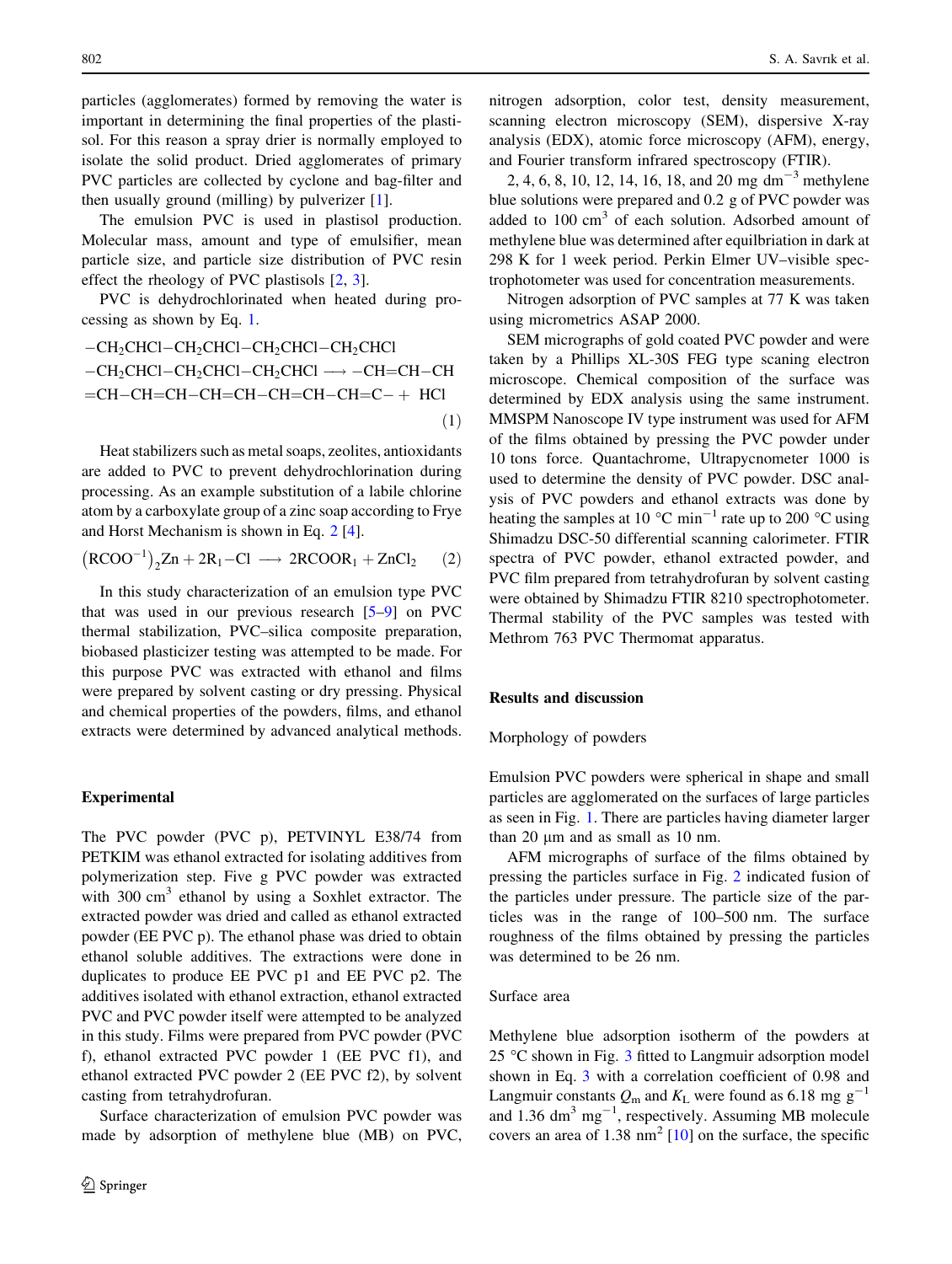particles (agglomerates) formed by removing the water is important in determining the final properties of the plastisol. For this reason a spray drier is normally employed to isolate the solid product. Dried agglomerates of primary PVC particles are collected by cyclone and bag-filter and then usually ground (milling) by pulverizer [1].

The emulsion PVC is used in plastisol production. Molecular mass, amount and type of emulsifier, mean particle size, and particle size distribution of PVC resin effect the rheology of PVC plastisols [2, 3].

PVC is dehydrochlorinated when heated during processing as shown by Eq. 1.

$$\begin{aligned}&-\mathrm{CH_2CHCl{-}CH_2CHCl{-}CH_2CHCl{-}CH_2CHCl}\\&-\mathrm{CH_2CHCl{-}CH_2CHCl{-}CH_2CHCl} \longrightarrow -\mathrm{CH{=}CH{-}CH}\\&=\mathrm{CH{-}CH{=}CH{-}CH{=}CH{-}CH{=}CH{-}CH{=}C}- + \ \mathrm{HCl}\end{aligned} \quad (1)$$

Heat stabilizers such as metal soaps, zeolites, antioxidants are added to PVC to prevent dehydrochlorination during processing. As an example substitution of a labile chlorine atom by a carboxylate group of a zinc soap according to Frye and Horst Mechanism is shown in Eq. 2 [4].

$$\left(\mathrm{RCOO^{-1}}\right)_2\mathrm{Zn} + 2\mathrm{R_1{-}Cl} \longrightarrow 2\mathrm{RCOOR_1} + \mathrm{ZnCl_2} \quad (2)$$

In this study characterization of an emulsion type PVC that was used in our previous research [5–9] on PVC thermal stabilization, PVC–silica composite preparation, biobased plasticizer testing was attempted to be made. For this purpose PVC was extracted with ethanol and films were prepared by solvent casting or dry pressing. Physical and chemical properties of the powders, films, and ethanol extracts were determined by advanced analytical methods.

## Experimental

The PVC powder (PVC p), PETVINYL E38/74 from PETKIM was ethanol extracted for isolating additives from polymerization step. Five g PVC powder was extracted with 300 $\mathrm{cm^3}$ ethanol by using a Soxhlet extractor. The extracted powder was dried and called as ethanol extracted powder (EE PVC p). The ethanol phase was dried to obtain ethanol soluble additives. The extractions were done in duplicates to produce EE PVC p1 and EE PVC p2. The additives isolated with ethanol extraction, ethanol extracted PVC and PVC powder itself were attempted to be analyzed in this study. Films were prepared from PVC powder (PVC f), ethanol extracted PVC powder 1 (EE PVC f1), and ethanol extracted PVC powder 2 (EE PVC f2), by solvent casting from tetrahydrofuran.

Surface characterization of emulsion PVC powder was made by adsorption of methylene blue (MB) on PVC, nitrogen adsorption, color test, density measurement, scanning electron microscopy (SEM), dispersive X-ray analysis (EDX), atomic force microscopy (AFM), energy, and Fourier transform infrared spectroscopy (FTIR).

2, 4, 6, 8, 10, 12, 14, 16, 18, and 20 mg $\mathrm{dm^{-3}}$ methylene blue solutions were prepared and 0.2 g of PVC powder was added to 100 $\mathrm{cm^3}$ of each solution. Adsorbed amount of methylene blue was determined after equilbriation in dark at 298 K for 1 week period. Perkin Elmer UV–visible spectrophotometer was used for concentration measurements.

Nitrogen adsorption of PVC samples at 77 K was taken using micrometrics ASAP 2000.

SEM micrographs of gold coated PVC powder and were taken by a Phillips XL-30S FEG type scaning electron microscope. Chemical composition of the surface was determined by EDX analysis using the same instrument. MMSPM Nanoscope IV type instrument was used for AFM of the films obtained by pressing the PVC powder under 10 tons force. Quantachrome, Ultrapycnometer 1000 is used to determine the density of PVC powder. DSC analysis of PVC powders and ethanol extracts was done by heating the samples at 10 °C $\mathrm{min^{-1}}$ rate up to 200 °C using Shimadzu DSC-50 differential scanning calorimeter. FTIR spectra of PVC powder, ethanol extracted powder, and PVC film prepared from tetrahydrofuran by solvent casting were obtained by Shimadzu FTIR 8210 spectrophotometer. Thermal stability of the PVC samples was tested with Methrom 763 PVC Thermomat apparatus.

## Results and discussion

### Morphology of powders

Emulsion PVC powders were spherical in shape and small particles are agglomerated on the surfaces of large particles as seen in Fig. 1. There are particles having diameter larger than 20 μm and as small as 10 nm.

AFM micrographs of surface of the films obtained by pressing the particles surface in Fig. 2 indicated fusion of the particles under pressure. The particle size of the particles was in the range of 100–500 nm. The surface roughness of the films obtained by pressing the particles was determined to be 26 nm.

### Surface area

Methylene blue adsorption isotherm of the powders at 25 °C shown in Fig. 3 fitted to Langmuir adsorption model shown in Eq. 3 with a correlation coefficient of 0.98 and Langmuir constants $Q_m$ and $K_L$ were found as 6.18 mg $\mathrm{g^{-1}}$ and 1.36 $\mathrm{dm^3}$ $\mathrm{mg^{-1}}$, respectively. Assuming MB molecule covers an area of 1.38 $\mathrm{nm^2}$ [10] on the surface, the specific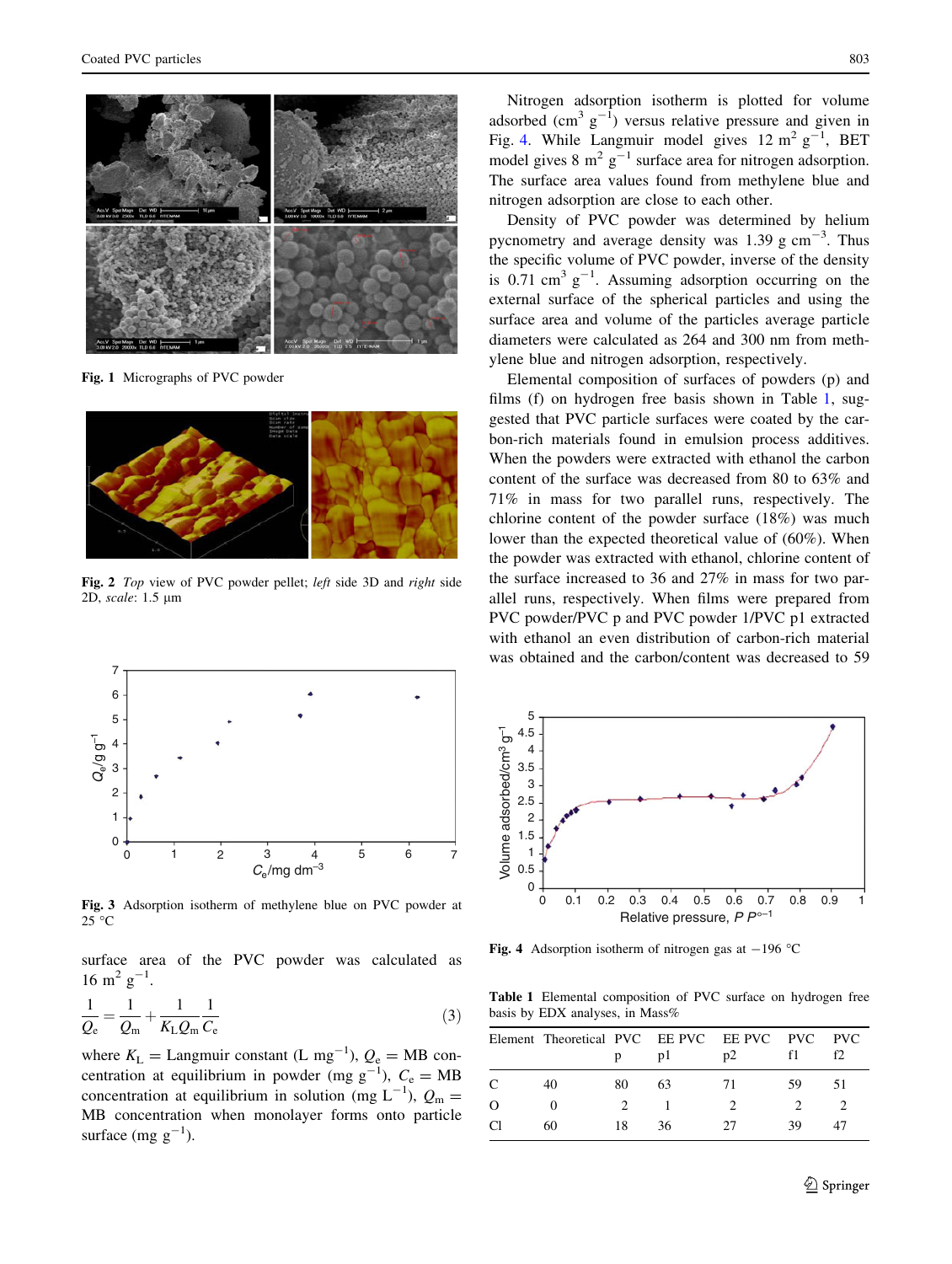Fig. 1 Micrographs of PVC powder

Fig. 2 *Top* view of PVC powder pellet; *left* side 3D and *right* side 2D, *scale*: 1.5 µm

Fig. 3 Adsorption isotherm of methylene blue on PVC powder at 25 °C

surface area of the PVC powder was calculated as 16 $m^2\ g^{-1}$.

$$\frac{1}{Q_e} = \frac{1}{Q_m} + \frac{1}{K_L Q_m}\frac{1}{C_e} \qquad (3)$$

where $K_L$ = Langmuir constant (L $mg^{-1}$), $Q_e$ = MB concentration at equilibrium in powder (mg $g^{-1}$), $C_e$ = MB concentration at equilibrium in solution (mg $L^{-1}$), $Q_m$ = MB concentration when monolayer forms onto particle surface (mg $g^{-1}$).

Nitrogen adsorption isotherm is plotted for volume adsorbed ($cm^3\ g^{-1}$) versus relative pressure and given in Fig. 4. While Langmuir model gives 12 $m^2\ g^{-1}$, BET model gives 8 $m^2\ g^{-1}$ surface area for nitrogen adsorption. The surface area values found from methylene blue and nitrogen adsorption are close to each other.

Density of PVC powder was determined by helium pycnometry and average density was 1.39 g $cm^{-3}$. Thus the specific volume of PVC powder, inverse of the density is 0.71 $cm^3\ g^{-1}$. Assuming adsorption occurring on the external surface of the spherical particles and using the surface area and volume of the particles average particle diameters were calculated as 264 and 300 nm from methylene blue and nitrogen adsorption, respectively.

Elemental composition of surfaces of powders (p) and films (f) on hydrogen free basis shown in Table 1, suggested that PVC particle surfaces were coated by the carbon-rich materials found in emulsion process additives. When the powders were extracted with ethanol the carbon content of the surface was decreased from 80 to 63% and 71% in mass for two parallel runs, respectively. The chlorine content of the powder surface (18%) was much lower than the expected theoretical value of (60%). When the powder was extracted with ethanol, chlorine content of the surface increased to 36 and 27% in mass for two parallel runs, respectively. When films were prepared from PVC powder/PVC p and PVC powder 1/PVC p1 extracted with ethanol an even distribution of carbon-rich material was obtained and the carbon/content was decreased to 59

Fig. 4 Adsorption isotherm of nitrogen gas at −196 °C

Table 1 Elemental composition of PVC surface on hydrogen free basis by EDX analyses, in Mass%

| Element | Theoretical | PVC p | EE PVC p1 | EE PVC p2 | PVC f1 | PVC f2 |
|---|---|---|---|---|---|---|
| C | 40 | 80 | 63 | 71 | 59 | 51 |
| O | 0 | 2 | 1 | 2 | 2 | 2 |
| Cl | 60 | 18 | 36 | 27 | 39 | 47 |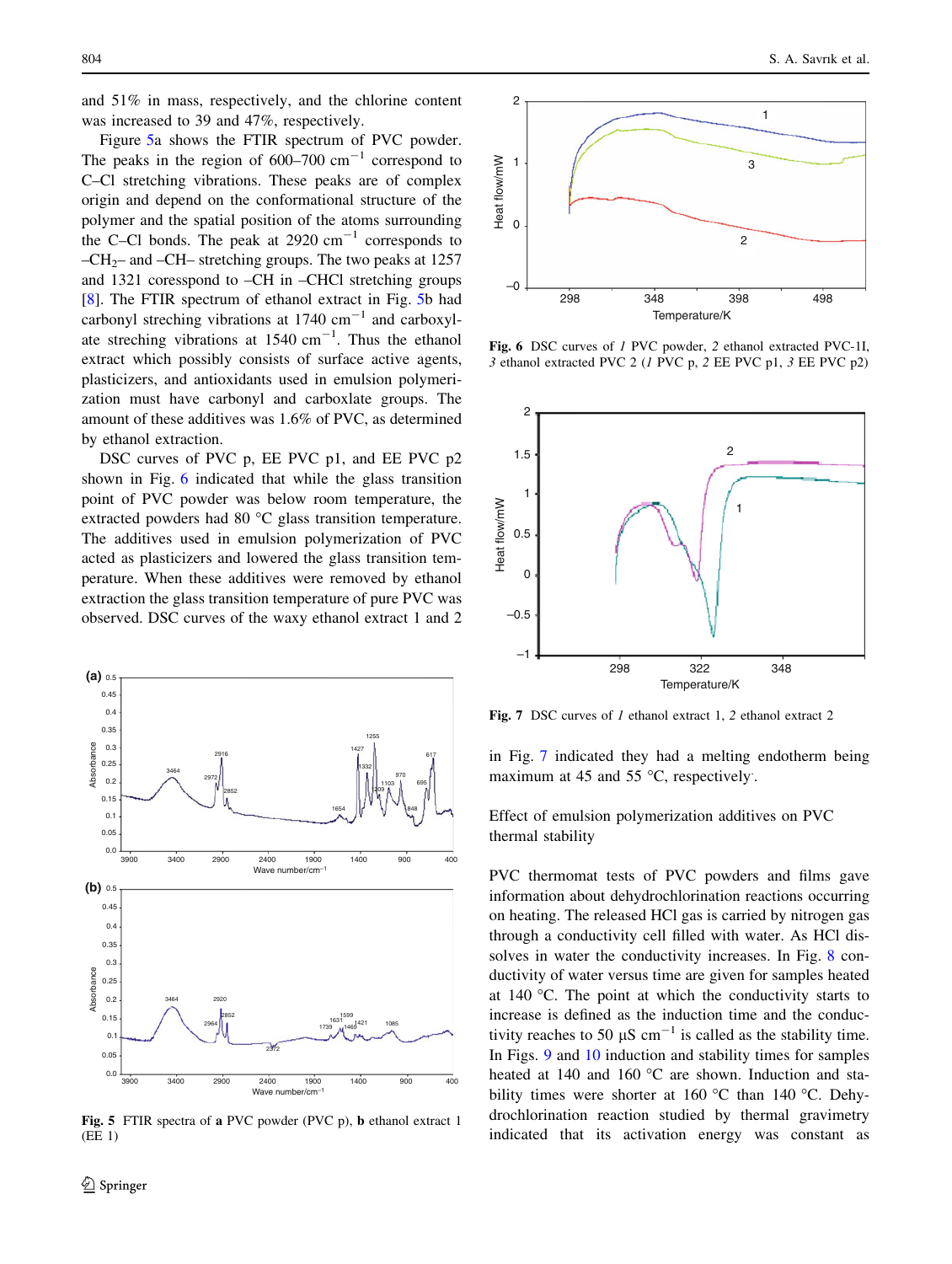and 51% in mass, respectively, and the chlorine content was increased to 39 and 47%, respectively.

Figure 5a shows the FTIR spectrum of PVC powder. The peaks in the region of 600–700 $cm^{-1}$ correspond to C–Cl stretching vibrations. These peaks are of complex origin and depend on the conformational structure of the polymer and the spatial position of the atoms surrounding the C–Cl bonds. The peak at 2920 $cm^{-1}$ corresponds to $–CH_2–$ and –CH– stretching groups. The two peaks at 1257 and 1321 coresspond to –CH in –CHCl stretching groups [8]. The FTIR spectrum of ethanol extract in Fig. 5b had carbonyl streching vibrations at 1740 $cm^{-1}$ and carboxylate streching vibrations at 1540 $cm^{-1}$. Thus the ethanol extract which possibly consists of surface active agents, plasticizers, and antioxidants used in emulsion polymerization must have carbonyl and carboxlate groups. The amount of these additives was 1.6% of PVC, as determined by ethanol extraction.

DSC curves of PVC p, EE PVC p1, and EE PVC p2 shown in Fig. 6 indicated that while the glass transition point of PVC powder was below room temperature, the extracted powders had 80 °C glass transition temperature. The additives used in emulsion polymerization of PVC acted as plasticizers and lowered the glass transition temperature. When these additives were removed by ethanol extraction the glass transition temperature of pure PVC was observed. DSC curves of the waxy ethanol extract 1 and 2 in Fig. 7 indicated they had a melting endotherm being maximum at 45 and 55 °C, respectively.

**Fig. 5** FTIR spectra of **a** PVC powder (PVC p), **b** ethanol extract 1 (EE 1)

**Fig. 6** DSC curves of *1* PVC powder, *2* ethanol extracted PVC-1I, *3* ethanol extracted PVC 2 (*1* PVC p, *2* EE PVC p1, *3* EE PVC p2)

**Fig. 7** DSC curves of *1* ethanol extract 1, *2* ethanol extract 2

## Effect of emulsion polymerization additives on PVC thermal stability

PVC thermomat tests of PVC powders and films gave information about dehydrochlorination reactions occurring on heating. The released HCl gas is carried by nitrogen gas through a conductivity cell filled with water. As HCl dissolves in water the conductivity increases. In Fig. 8 conductivity of water versus time are given for samples heated at 140 °C. The point at which the conductivity starts to increase is defined as the induction time and the conductivity reaches to 50 µS $cm^{-1}$ is called as the stability time. In Figs. 9 and 10 induction and stability times for samples heated at 140 and 160 °C are shown. Induction and stability times were shorter at 160 °C than 140 °C. Dehydrochlorination reaction studied by thermal gravimetry indicated that its activation energy was constant as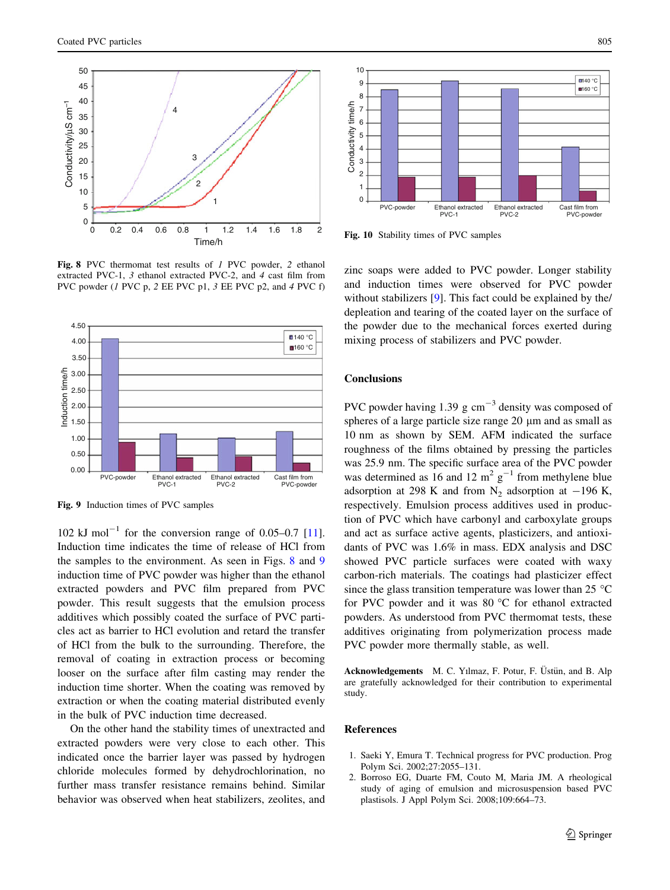Fig. 8 PVC thermomat test results of *1* PVC powder, *2* ethanol extracted PVC-1, *3* ethanol extracted PVC-2, and *4* cast film from PVC powder (*1* PVC p, *2* EE PVC p1, *3* EE PVC p2, and *4* PVC f)

Fig. 9 Induction times of PVC samples

102 kJ mol$^{-1}$ for the conversion range of 0.05–0.7 [11]. Induction time indicates the time of release of HCl from the samples to the environment. As seen in Figs. 8 and 9 induction time of PVC powder was higher than the ethanol extracted powders and PVC film prepared from PVC powder. This result suggests that the emulsion process additives which possibly coated the surface of PVC particles act as barrier to HCl evolution and retard the transfer of HCl from the bulk to the surrounding. Therefore, the removal of coating in extraction process or becoming looser on the surface after film casting may render the induction time shorter. When the coating was removed by extraction or when the coating material distributed evenly in the bulk of PVC induction time decreased.

On the other hand the stability times of unextracted and extracted powders were very close to each other. This indicated once the barrier layer was passed by hydrogen chloride molecules formed by dehydrochlorination, no further mass transfer resistance remains behind. Similar behavior was observed when heat stabilizers, zeolites, and zinc soaps were added to PVC powder. Longer stability and induction times were observed for PVC powder without stabilizers [9]. This fact could be explained by the/depleation and tearing of the coated layer on the surface of the powder due to the mechanical forces exerted during mixing process of stabilizers and PVC powder.

Fig. 10 Stability times of PVC samples

## Conclusions

PVC powder having 1.39 g cm$^{-3}$ density was composed of spheres of a large particle size range 20 μm and as small as 10 nm as shown by SEM. AFM indicated the surface roughness of the films obtained by pressing the particles was 25.9 nm. The specific surface area of the PVC powder was determined as 16 and 12 m$^2$ g$^{-1}$ from methylene blue adsorption at 298 K and from $N_2$ adsorption at −196 K, respectively. Emulsion process additives used in production of PVC which have carbonyl and carboxylate groups and act as surface active agents, plasticizers, and antioxidants of PVC was 1.6% in mass. EDX analysis and DSC showed PVC particle surfaces were coated with waxy carbon-rich materials. The coatings had plasticizer effect since the glass transition temperature was lower than 25 °C for PVC powder and it was 80 °C for ethanol extracted powders. As understood from PVC thermomat tests, these additives originating from polymerization process made PVC powder more thermally stable, as well.

**Acknowledgements** M. C. Yılmaz, F. Potur, F. Üstün, and B. Alp are gratefully acknowledged for their contribution to experimental study.

## References

1. Saeki Y, Emura T. Technical progress for PVC production. Prog Polym Sci. 2002;27:2055–131.
2. Borroso EG, Duarte FM, Couto M, Maria JM. A rheological study of aging of emulsion and microsuspension based PVC plastisols. J Appl Polym Sci. 2008;109:664–73.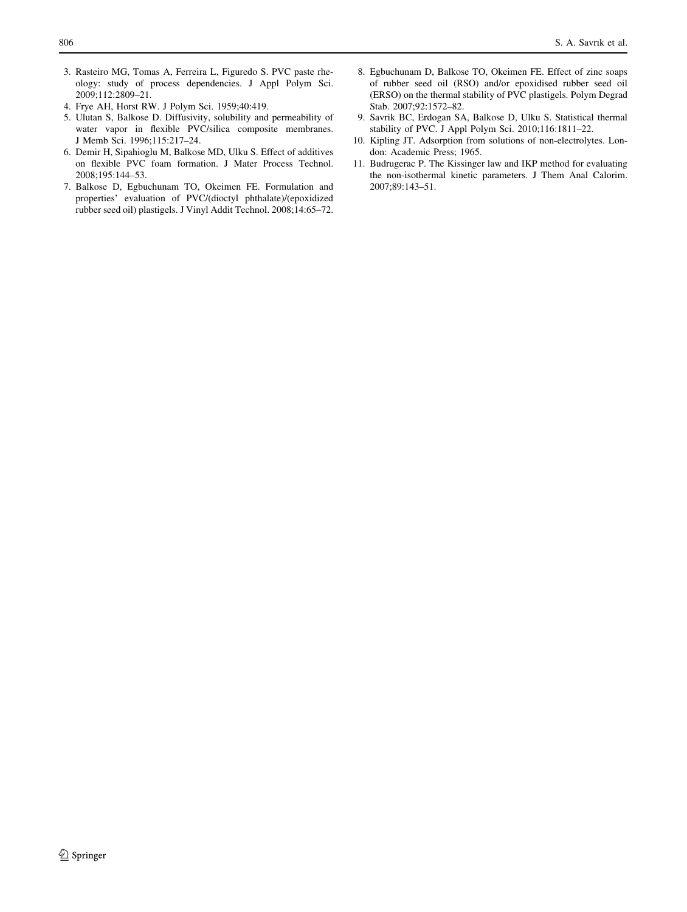3. Rasteiro MG, Tomas A, Ferreira L, Figuredo S. PVC paste rheology: study of process dependencies. J Appl Polym Sci. 2009;112:2809–21.
4. Frye AH, Horst RW. J Polym Sci. 1959;40:419.
5. Ulutan S, Balkose D. Diffusivity, solubility and permeability of water vapor in flexible PVC/silica composite membranes. J Memb Sci. 1996;115:217–24.
6. Demir H, Sipahioglu M, Balkose MD, Ulku S. Effect of additives on flexible PVC foam formation. J Mater Process Technol. 2008;195:144–53.
7. Balkose D, Egbuchunam TO, Okeimen FE. Formulation and properties' evaluation of PVC/(dioctyl phthalate)/(epoxidized rubber seed oil) plastigels. J Vinyl Addit Technol. 2008;14:65–72.
8. Egbuchunam D, Balkose TO, Okeimen FE. Effect of zinc soaps of rubber seed oil (RSO) and/or epoxidised rubber seed oil (ERSO) on the thermal stability of PVC plastigels. Polym Degrad Stab. 2007;92:1572–82.
9. Savrik BC, Erdogan SA, Balkose D, Ulku S. Statistical thermal stability of PVC. J Appl Polym Sci. 2010;116:1811–22.
10. Kipling JT. Adsorption from solutions of non-electrolytes. London: Academic Press; 1965.
11. Budrugerac P. The Kissinger law and IKP method for evaluating the non-isothermal kinetic parameters. J Them Anal Calorim. 2007;89:143–51.